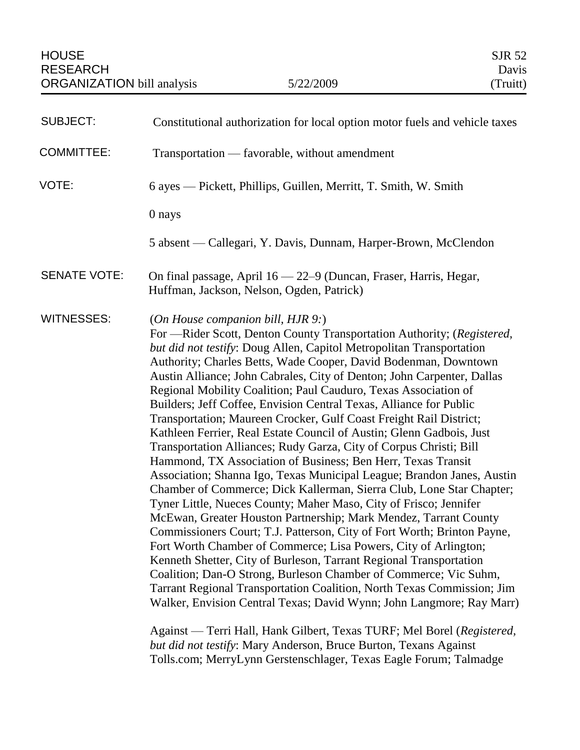HOUSE RESEARCH ORGANIZATION bill analysis | 5/22/2009 | SJR 52 Davis (Truitt)

**SUBJECT:** Constitutional authorization for local option motor fuels and vehicle taxes

**COMMITTEE:** Transportation — favorable, without amendment

**VOTE:** 6 ayes — Pickett, Phillips, Guillen, Merritt, T. Smith, W. Smith

0 nays

5 absent — Callegari, Y. Davis, Dunnam, Harper-Brown, McClendon

**SENATE VOTE:** On final passage, April 16 — 22–9 (Duncan, Fraser, Harris, Hegar, Huffman, Jackson, Nelson, Ogden, Patrick)

**WITNESSES:** (*On House companion bill, HJR 9:*)
For —Rider Scott, Denton County Transportation Authority; (*Registered, but did not testify*: Doug Allen, Capitol Metropolitan Transportation Authority; Charles Betts, Wade Cooper, David Bodenman, Downtown Austin Alliance; John Cabrales, City of Denton; John Carpenter, Dallas Regional Mobility Coalition; Paul Cauduro, Texas Association of Builders; Jeff Coffee, Envision Central Texas, Alliance for Public Transportation; Maureen Crocker, Gulf Coast Freight Rail District; Kathleen Ferrier, Real Estate Council of Austin; Glenn Gadbois, Just Transportation Alliances; Rudy Garza, City of Corpus Christi; Bill Hammond, TX Association of Business; Ben Herr, Texas Transit Association; Shanna Igo, Texas Municipal League; Brandon Janes, Austin Chamber of Commerce; Dick Kallerman, Sierra Club, Lone Star Chapter; Tyner Little, Nueces County; Maher Maso, City of Frisco; Jennifer McEwan, Greater Houston Partnership; Mark Mendez, Tarrant County Commissioners Court; T.J. Patterson, City of Fort Worth; Brinton Payne, Fort Worth Chamber of Commerce; Lisa Powers, City of Arlington; Kenneth Shetter, City of Burleson, Tarrant Regional Transportation Coalition; Dan-O Strong, Burleson Chamber of Commerce; Vic Suhm, Tarrant Regional Transportation Coalition, North Texas Commission; Jim Walker, Envision Central Texas; David Wynn; John Langmore; Ray Marr)

Against — Terri Hall, Hank Gilbert, Texas TURF; Mel Borel (*Registered, but did not testify*: Mary Anderson, Bruce Burton, Texans Against Tolls.com; MerryLynn Gerstenschlager, Texas Eagle Forum; Talmadge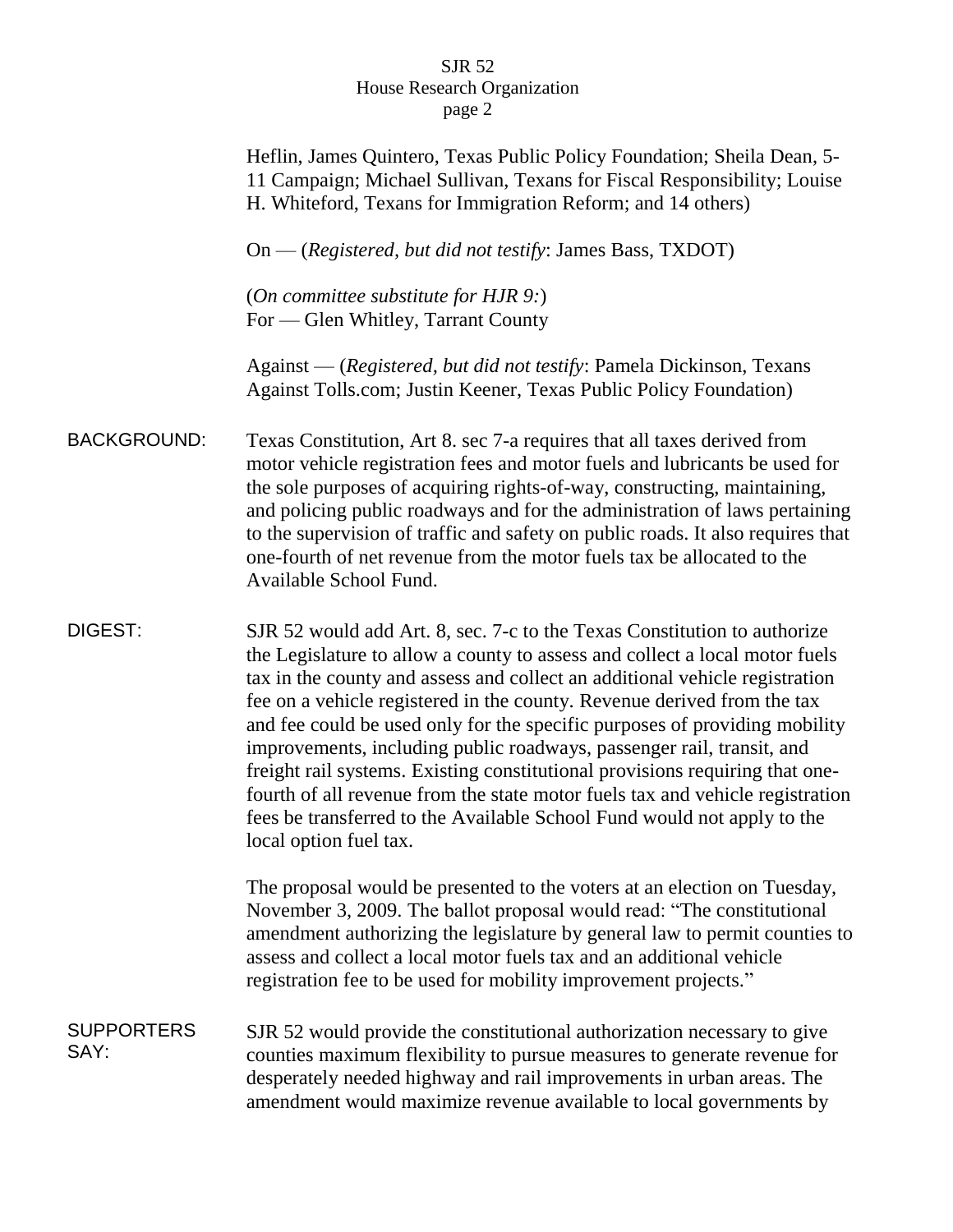Heflin, James Quintero, Texas Public Policy Foundation; Sheila Dean, 5-11 Campaign; Michael Sullivan, Texans for Fiscal Responsibility; Louise H. Whiteford, Texans for Immigration Reform; and 14 others)

On — (*Registered, but did not testify*: James Bass, TXDOT)

(*On committee substitute for HJR 9:*)
For — Glen Whitley, Tarrant County

Against — (*Registered, but did not testify*: Pamela Dickinson, Texans Against Tolls.com; Justin Keener, Texas Public Policy Foundation)

**BACKGROUND:** Texas Constitution, Art 8. sec 7-a requires that all taxes derived from motor vehicle registration fees and motor fuels and lubricants be used for the sole purposes of acquiring rights-of-way, constructing, maintaining, and policing public roadways and for the administration of laws pertaining to the supervision of traffic and safety on public roads. It also requires that one-fourth of net revenue from the motor fuels tax be allocated to the Available School Fund.

**DIGEST:** SJR 52 would add Art. 8, sec. 7-c to the Texas Constitution to authorize the Legislature to allow a county to assess and collect a local motor fuels tax in the county and assess and collect an additional vehicle registration fee on a vehicle registered in the county. Revenue derived from the tax and fee could be used only for the specific purposes of providing mobility improvements, including public roadways, passenger rail, transit, and freight rail systems. Existing constitutional provisions requiring that one-fourth of all revenue from the state motor fuels tax and vehicle registration fees be transferred to the Available School Fund would not apply to the local option fuel tax.

The proposal would be presented to the voters at an election on Tuesday, November 3, 2009. The ballot proposal would read: "The constitutional amendment authorizing the legislature by general law to permit counties to assess and collect a local motor fuels tax and an additional vehicle registration fee to be used for mobility improvement projects."

**SUPPORTERS SAY:** SJR 52 would provide the constitutional authorization necessary to give counties maximum flexibility to pursue measures to generate revenue for desperately needed highway and rail improvements in urban areas. The amendment would maximize revenue available to local governments by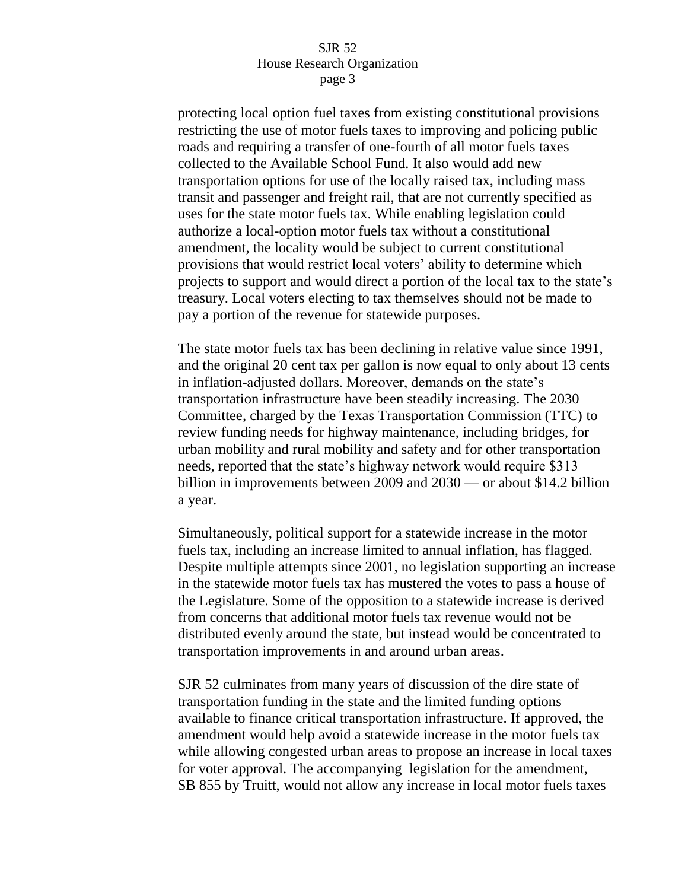protecting local option fuel taxes from existing constitutional provisions restricting the use of motor fuels taxes to improving and policing public roads and requiring a transfer of one-fourth of all motor fuels taxes collected to the Available School Fund. It also would add new transportation options for use of the locally raised tax, including mass transit and passenger and freight rail, that are not currently specified as uses for the state motor fuels tax. While enabling legislation could authorize a local-option motor fuels tax without a constitutional amendment, the locality would be subject to current constitutional provisions that would restrict local voters' ability to determine which projects to support and would direct a portion of the local tax to the state's treasury. Local voters electing to tax themselves should not be made to pay a portion of the revenue for statewide purposes.

The state motor fuels tax has been declining in relative value since 1991, and the original 20 cent tax per gallon is now equal to only about 13 cents in inflation-adjusted dollars. Moreover, demands on the state's transportation infrastructure have been steadily increasing. The 2030 Committee, charged by the Texas Transportation Commission (TTC) to review funding needs for highway maintenance, including bridges, for urban mobility and rural mobility and safety and for other transportation needs, reported that the state's highway network would require $313 billion in improvements between 2009 and 2030 — or about $14.2 billion a year.

Simultaneously, political support for a statewide increase in the motor fuels tax, including an increase limited to annual inflation, has flagged. Despite multiple attempts since 2001, no legislation supporting an increase in the statewide motor fuels tax has mustered the votes to pass a house of the Legislature. Some of the opposition to a statewide increase is derived from concerns that additional motor fuels tax revenue would not be distributed evenly around the state, but instead would be concentrated to transportation improvements in and around urban areas.

SJR 52 culminates from many years of discussion of the dire state of transportation funding in the state and the limited funding options available to finance critical transportation infrastructure. If approved, the amendment would help avoid a statewide increase in the motor fuels tax while allowing congested urban areas to propose an increase in local taxes for voter approval. The accompanying legislation for the amendment, SB 855 by Truitt, would not allow any increase in local motor fuels taxes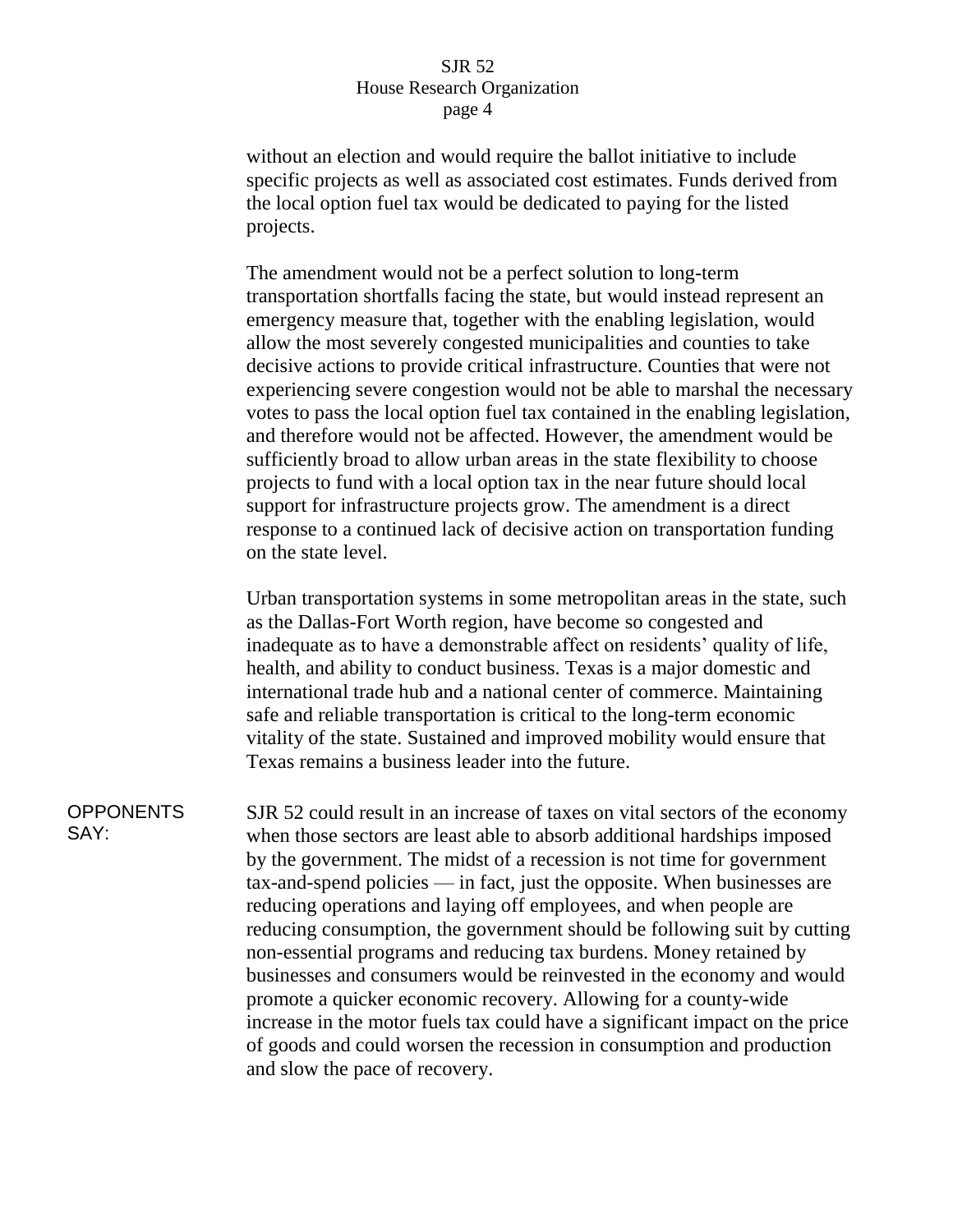without an election and would require the ballot initiative to include specific projects as well as associated cost estimates. Funds derived from the local option fuel tax would be dedicated to paying for the listed projects.

The amendment would not be a perfect solution to long-term transportation shortfalls facing the state, but would instead represent an emergency measure that, together with the enabling legislation, would allow the most severely congested municipalities and counties to take decisive actions to provide critical infrastructure. Counties that were not experiencing severe congestion would not be able to marshal the necessary votes to pass the local option fuel tax contained in the enabling legislation, and therefore would not be affected. However, the amendment would be sufficiently broad to allow urban areas in the state flexibility to choose projects to fund with a local option tax in the near future should local support for infrastructure projects grow. The amendment is a direct response to a continued lack of decisive action on transportation funding on the state level.

Urban transportation systems in some metropolitan areas in the state, such as the Dallas-Fort Worth region, have become so congested and inadequate as to have a demonstrable affect on residents' quality of life, health, and ability to conduct business. Texas is a major domestic and international trade hub and a national center of commerce. Maintaining safe and reliable transportation is critical to the long-term economic vitality of the state. Sustained and improved mobility would ensure that Texas remains a business leader into the future.

**OPPONENTS SAY:**

SJR 52 could result in an increase of taxes on vital sectors of the economy when those sectors are least able to absorb additional hardships imposed by the government. The midst of a recession is not time for government tax-and-spend policies — in fact, just the opposite. When businesses are reducing operations and laying off employees, and when people are reducing consumption, the government should be following suit by cutting non-essential programs and reducing tax burdens. Money retained by businesses and consumers would be reinvested in the economy and would promote a quicker economic recovery. Allowing for a county-wide increase in the motor fuels tax could have a significant impact on the price of goods and could worsen the recession in consumption and production and slow the pace of recovery.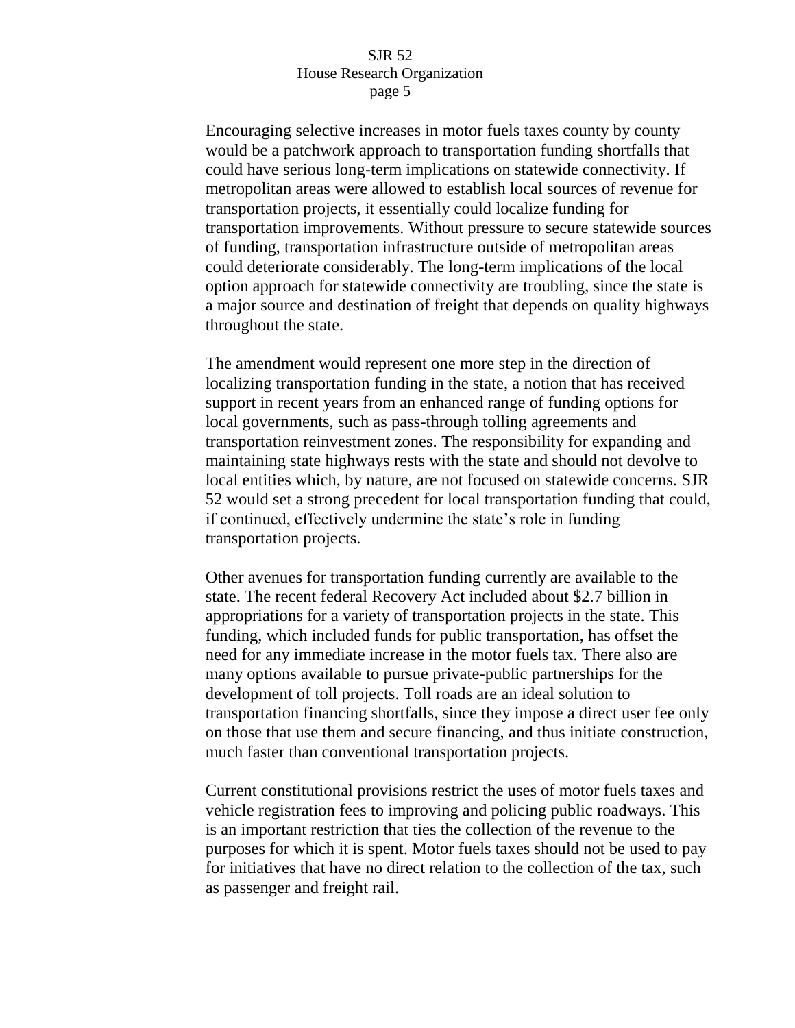Encouraging selective increases in motor fuels taxes county by county would be a patchwork approach to transportation funding shortfalls that could have serious long-term implications on statewide connectivity. If metropolitan areas were allowed to establish local sources of revenue for transportation projects, it essentially could localize funding for transportation improvements. Without pressure to secure statewide sources of funding, transportation infrastructure outside of metropolitan areas could deteriorate considerably. The long-term implications of the local option approach for statewide connectivity are troubling, since the state is a major source and destination of freight that depends on quality highways throughout the state.

The amendment would represent one more step in the direction of localizing transportation funding in the state, a notion that has received support in recent years from an enhanced range of funding options for local governments, such as pass-through tolling agreements and transportation reinvestment zones. The responsibility for expanding and maintaining state highways rests with the state and should not devolve to local entities which, by nature, are not focused on statewide concerns. SJR 52 would set a strong precedent for local transportation funding that could, if continued, effectively undermine the state's role in funding transportation projects.

Other avenues for transportation funding currently are available to the state. The recent federal Recovery Act included about $2.7 billion in appropriations for a variety of transportation projects in the state. This funding, which included funds for public transportation, has offset the need for any immediate increase in the motor fuels tax. There also are many options available to pursue private-public partnerships for the development of toll projects. Toll roads are an ideal solution to transportation financing shortfalls, since they impose a direct user fee only on those that use them and secure financing, and thus initiate construction, much faster than conventional transportation projects.

Current constitutional provisions restrict the uses of motor fuels taxes and vehicle registration fees to improving and policing public roadways. This is an important restriction that ties the collection of the revenue to the purposes for which it is spent. Motor fuels taxes should not be used to pay for initiatives that have no direct relation to the collection of the tax, such as passenger and freight rail.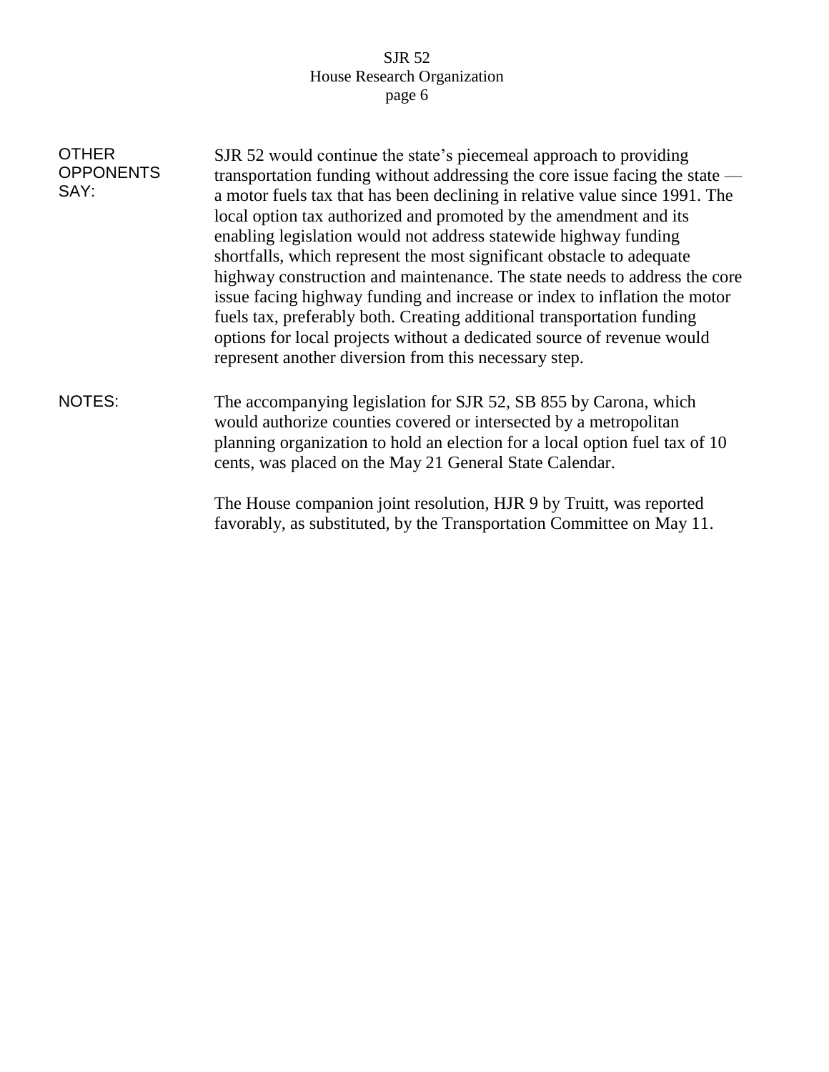**OTHER OPPONENTS SAY:**

SJR 52 would continue the state's piecemeal approach to providing transportation funding without addressing the core issue facing the state — a motor fuels tax that has been declining in relative value since 1991. The local option tax authorized and promoted by the amendment and its enabling legislation would not address statewide highway funding shortfalls, which represent the most significant obstacle to adequate highway construction and maintenance. The state needs to address the core issue facing highway funding and increase or index to inflation the motor fuels tax, preferably both. Creating additional transportation funding options for local projects without a dedicated source of revenue would represent another diversion from this necessary step.

**NOTES:**

The accompanying legislation for SJR 52, SB 855 by Carona, which would authorize counties covered or intersected by a metropolitan planning organization to hold an election for a local option fuel tax of 10 cents, was placed on the May 21 General State Calendar.

The House companion joint resolution, HJR 9 by Truitt, was reported favorably, as substituted, by the Transportation Committee on May 11.